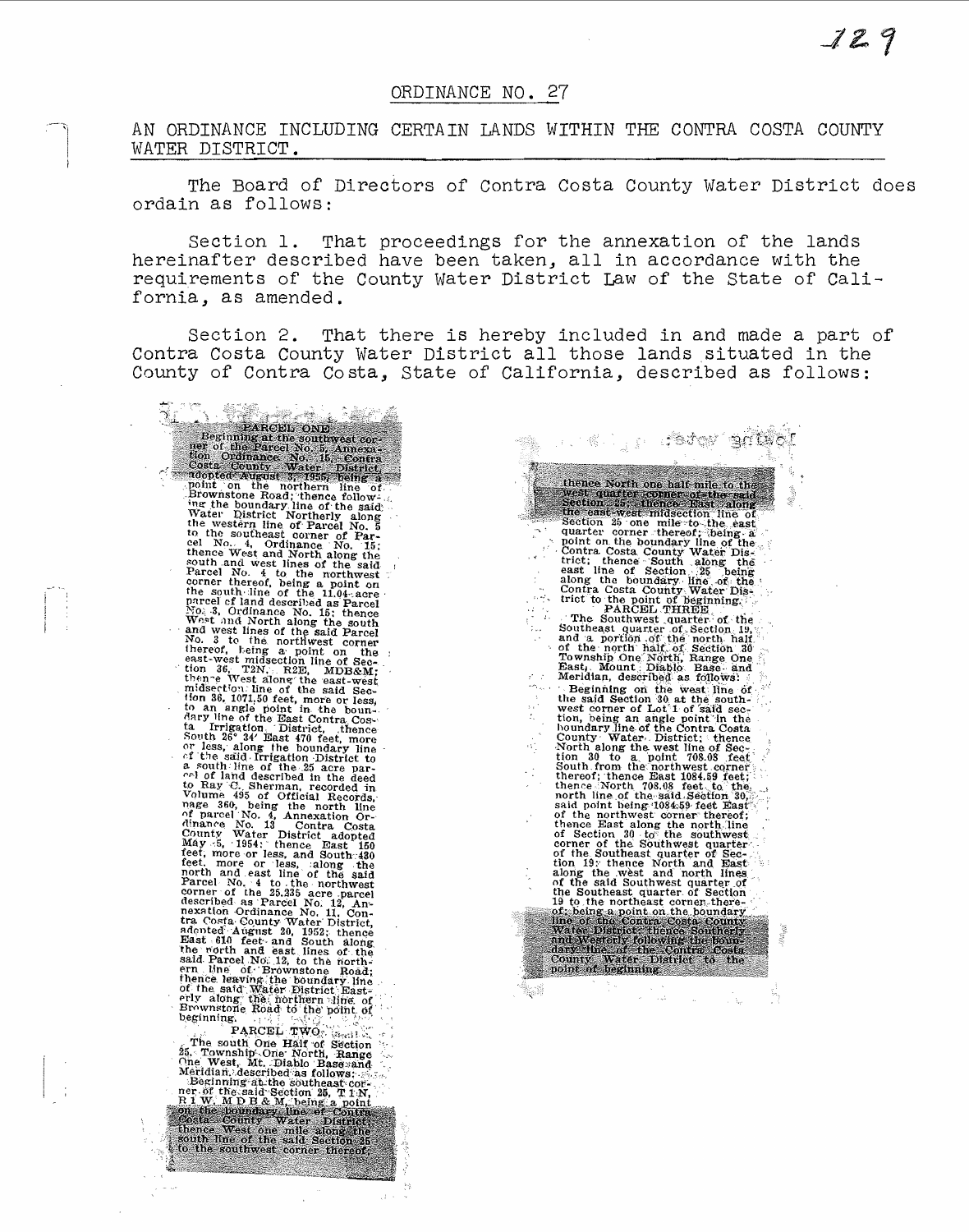ORDINANCE NO. 27

AN ORDINANCE INCLUDING CERTAIN LANDS WITHIN THE CONTRA COSTA COUNTY WATER DISTRICT.

The Board of Directors of Contra Costa County Water District does ordain as follows:

Section 1. That proceedings for the annexation of the lands hereinafter described have been taken, all in accordance with the requirements of the County Water District Law of the State of California, as amended.

Section 2. That there is hereby included in and made a part of Contra Costa County Water District all those lands situated in the County of Contra Costa, State of California, described as follows:

PARCEL ONE

Beginning at the southwest corner of the Parcel No. 5, Annexation Ordinance No. 15, Contra Costa County Water District, adopted August 3, 1955, being a point on the northern line of Brownstone Road; thence following the boundary line of the said Water District Northerly along the western line of Parcel No. 5 to the southeast corner of Parcel No. 4, Ordinance No. 15; thence West and North along the south and west lines of the said Parcel No. 4 to the northwest corner thereof, being a point on the south line of the 11.04 acre parcel of land described as Parcel No. 3, Ordinance No. 15; thence West and North along the south and west lines of the said Parcel No. 3 to the northwest corner thereof, being a point on the east-west midsection line of Section 36, T2N, R2E, MDB&M; thence West along the east-west midsection line of the said Section 36, 1071.50 feet, more or less, to an angle point in the boundary line of the East Contra Costa Irrigation District, thence South 26° 34′ East 470 feet, more or less, along the boundary line of the said Irrigation District to a south line of the 25 acre parcel of land described in the deed to Ray C. Sherman, recorded in Volume 495 of Official Records, page 360, being the north line of parcel No. 4, Annexation Ordinance No. 13 Contra Costa County Water District adopted May 5, 1954; thence East 150 feet, more or less, and South 430 feet, more or less, along the north and east line of the said Parcel No. 4 to the northwest corner of the 25.235 acre parcel described as Parcel No. 12, Annexation Ordinance No. 11, Contra Costa County Water District, adopted August 20, 1952; thence East 610 feet and South along the north and east lines of the said Parcel No. 12, to the northern line of Brownstone Road; thence leaving the boundary line of the said Water District Easterly along the northern line of Brownstone Road to the point of beginning.

PARCEL TWO

The south One Half of Section 25, Township One North, Range One West, Mt. Diablo Base and Meridian, described as follows:

Beginning at the southeast corner of the said Section 25, T 1 N, R 1 W, M D B & M, being a point on the boundary line of Contra Costa County Water District; thence West one mile along the south line of the said Section 25 to the southwest corner thereof; thence North one half mile to the west quarter corner of the said Section 25; thence East along the east-west midsection line of Section 25 one mile to the east quarter corner thereof; being a point on the boundary line of the Contra Costa County Water District; thence South along the east line of Section 25 being along the boundary line of the Contra Costa County Water District to the point of beginning.

PARCEL THREE

The Southwest quarter of the Southeast quarter of Section 19, and a portion of the north half of the north half of Section 30 Township One North, Range One East, Mount Diablo Base and Meridian, described as follows:

Beginning on the west line of the said Section 30 at the southwest corner of Lot 1 of said section, being an angle point in the boundary line of the Contra Costa County Water District; thence North along the west line of Section 30 to a point 708.08 feet South from the northwest corner thereof; thence East 1084.59 feet; thence North 708.08 feet to the north line of the said Section 30, said point being 1084.59 feet East of the northwest corner thereof; thence East along the north line of Section 30 to the southwest corner of the Southwest quarter of the Southeast quarter of Section 19; thence North and East along the west and north lines of the said Southwest quarter of the Southeast quarter of Section 19 to the northeast corner thereof; being a point on the boundary line of the Contra Costa County Water District; thence Southerly and Westerly following the boundary line of the Contra Costa County Water District to the point of beginning.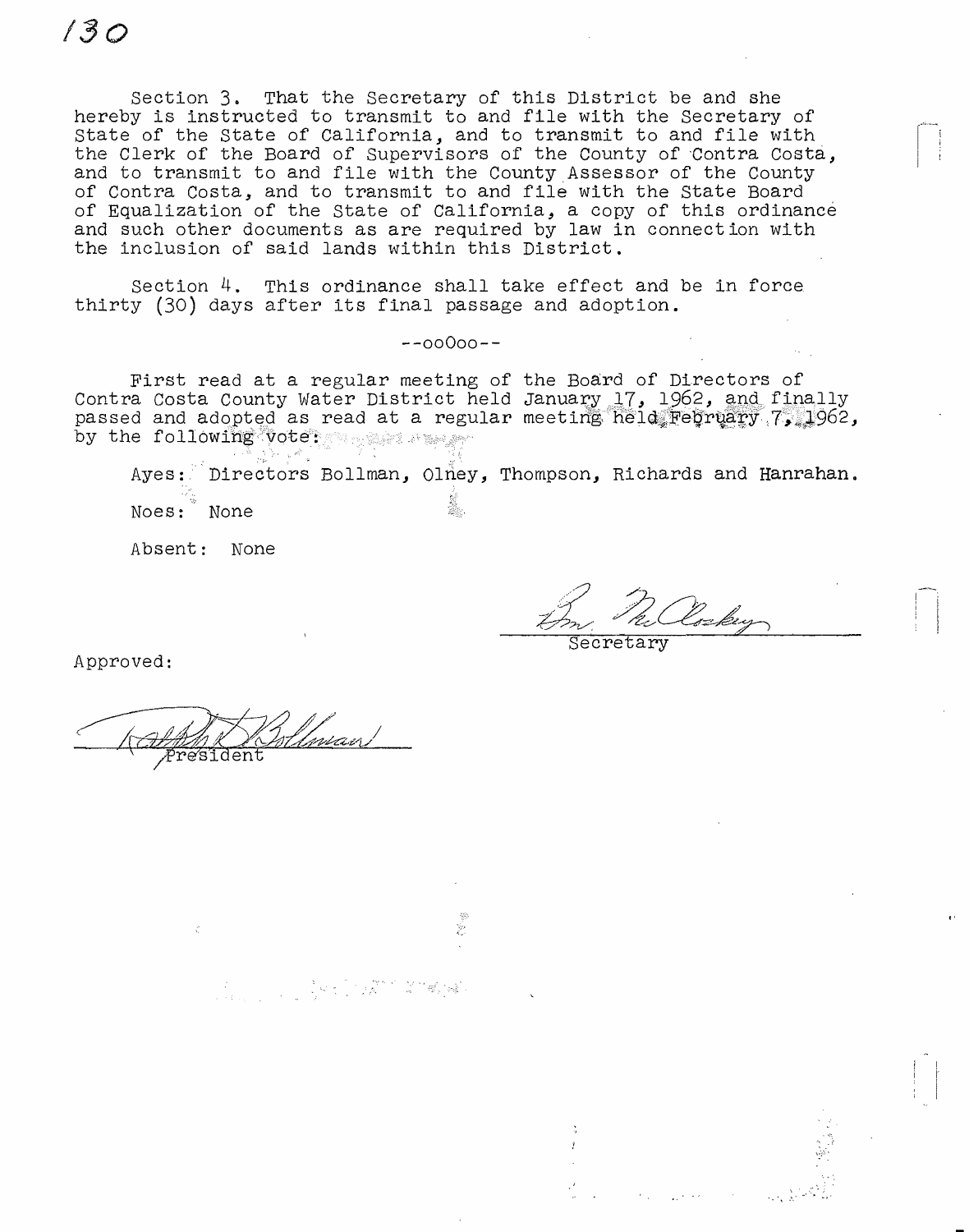Section 3. That the Secretary of this District be and she hereby is instructed to transmit to and file with the Secretary of State of the State of California, and to transmit to and file with the Clerk of the Board of Supervisors of the County of Contra Costa, and to transmit to and file with the County Assessor of the County of Contra Costa, and to transmit to and file with the State Board of Equalization of the State of California, a copy of this ordinance and such other documents as are required by law in connection with the inclusion of said lands within this District.

Section 4. This ordinance shall take effect and be in force thirty (30) days after its final passage and adoption.

--ooOoo--

First read at a regular meeting of the Board of Directors of Contra Costa County Water District held January 17, 1962, and finally passed and adopted as read at a regular meeting held February 7, 1962, by the following vote:

Ayes: Directors Bollman, Olney, Thompson, Richards and Hanrahan.

Noes: None

Absent: None

Secretary

Approved:

President